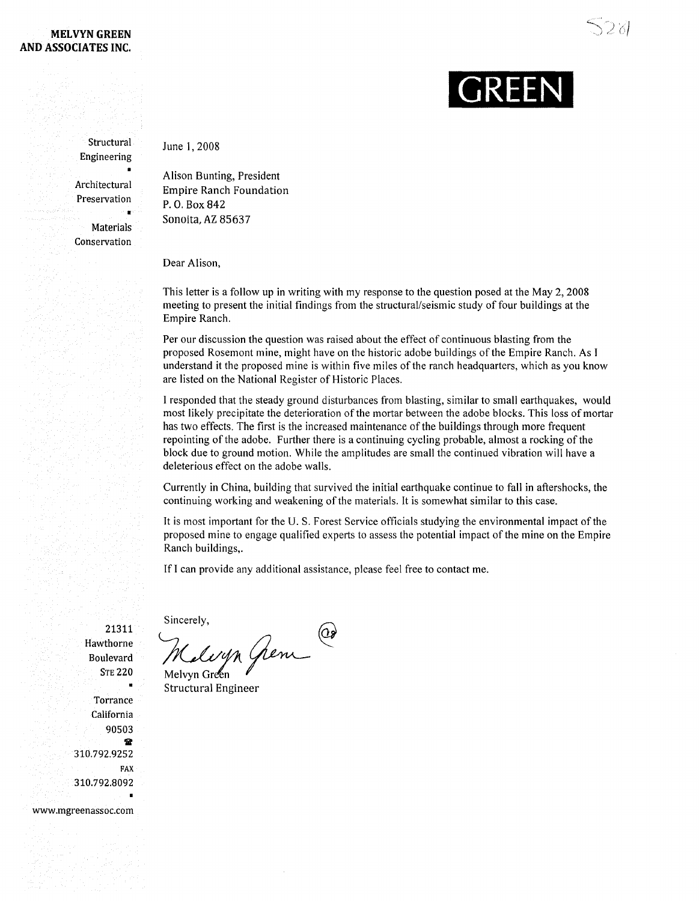**MELVYN GREEN AND ASSOCIATES INC.**

**GREEN**

Structural Engineering
■
Architectural Preservation
■
Materials Conservation

June 1, 2008

Alison Bunting, President
Empire Ranch Foundation
P. O. Box 842
Sonoita, AZ 85637

Dear Alison,

This letter is a follow up in writing with my response to the question posed at the May 2, 2008 meeting to present the initial findings from the structural/seismic study of four buildings at the Empire Ranch.

Per our discussion the question was raised about the effect of continuous blasting from the proposed Rosemont mine, might have on the historic adobe buildings of the Empire Ranch. As I understand it the proposed mine is within five miles of the ranch headquarters, which as you know are listed on the National Register of Historic Places.

I responded that the steady ground disturbances from blasting, similar to small earthquakes, would most likely precipitate the deterioration of the mortar between the adobe blocks. This loss of mortar has two effects. The first is the increased maintenance of the buildings through more frequent repointing of the adobe. Further there is a continuing cycling probable, almost a rocking of the block due to ground motion. While the amplitudes are small the continued vibration will have a deleterious effect on the adobe walls.

Currently in China, building that survived the initial earthquake continue to fall in aftershocks, the continuing working and weakening of the materials. It is somewhat similar to this case.

It is most important for the U. S. Forest Service officials studying the environmental impact of the proposed mine to engage qualified experts to assess the potential impact of the mine on the Empire Ranch buildings,.

If I can provide any additional assistance, please feel free to contact me.

Sincerely,

Melvyn Green
Structural Engineer

21311 Hawthorne Boulevard
STE 220
Torrance
California
90503
310.792.9252
FAX
310.792.8092

www.mgreenassoc.com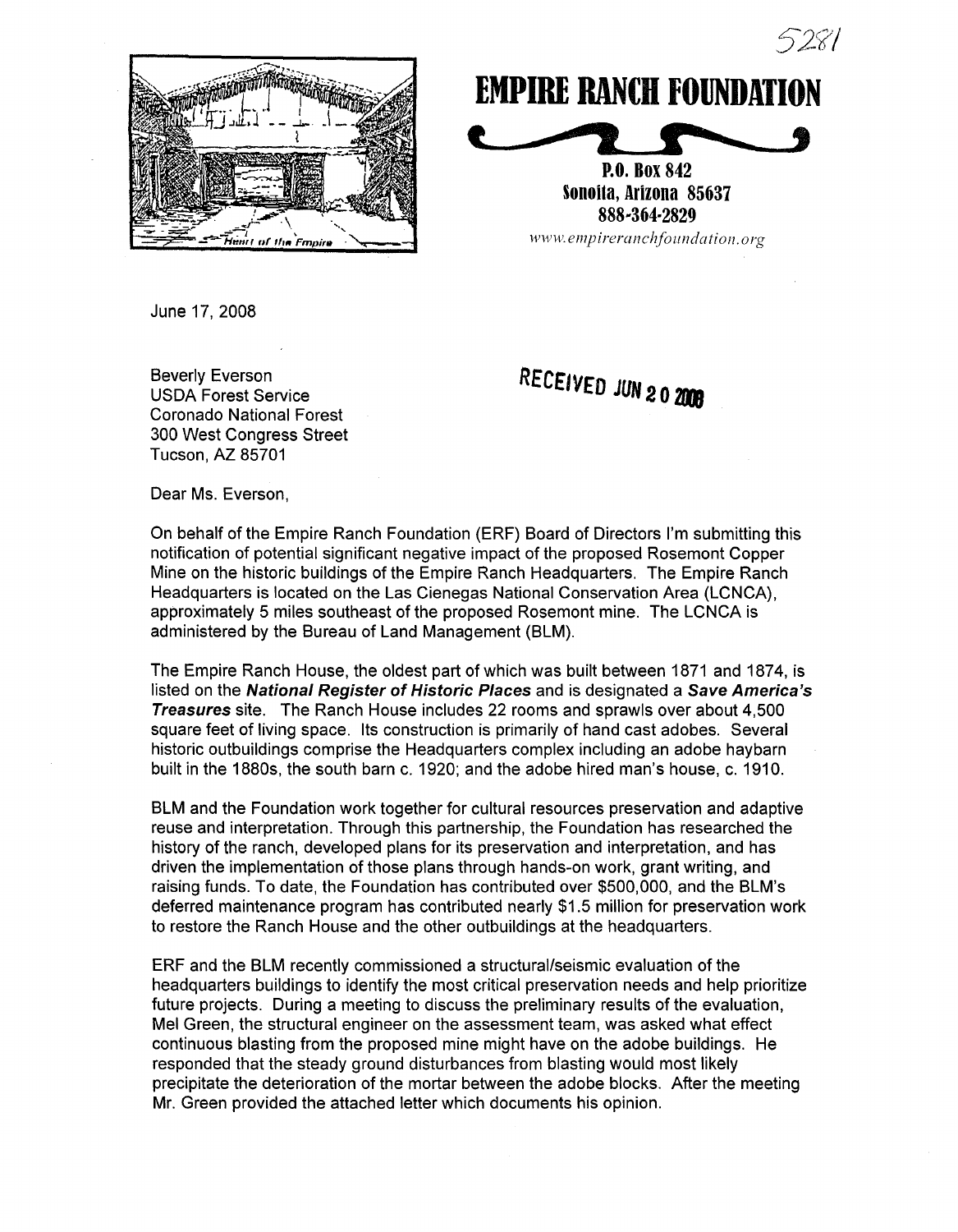5281

# EMPIRE RANCH FOUNDATION

P.O. Box 842
Sonoita, Arizona 85637
888-364-2829
www.empireranchfoundation.org

June 17, 2008

RECEIVED JUN 20 2008

Beverly Everson
USDA Forest Service
Coronado National Forest
300 West Congress Street
Tucson, AZ 85701

Dear Ms. Everson,

On behalf of the Empire Ranch Foundation (ERF) Board of Directors I'm submitting this notification of potential significant negative impact of the proposed Rosemont Copper Mine on the historic buildings of the Empire Ranch Headquarters. The Empire Ranch Headquarters is located on the Las Cienegas National Conservation Area (LCNCA), approximately 5 miles southeast of the proposed Rosemont mine. The LCNCA is administered by the Bureau of Land Management (BLM).

The Empire Ranch House, the oldest part of which was built between 1871 and 1874, is listed on the ***National Register of Historic Places*** and is designated a ***Save America's Treasures*** site. The Ranch House includes 22 rooms and sprawls over about 4,500 square feet of living space. Its construction is primarily of hand cast adobes. Several historic outbuildings comprise the Headquarters complex including an adobe haybarn built in the 1880s, the south barn c. 1920; and the adobe hired man's house, c. 1910.

BLM and the Foundation work together for cultural resources preservation and adaptive reuse and interpretation. Through this partnership, the Foundation has researched the history of the ranch, developed plans for its preservation and interpretation, and has driven the implementation of those plans through hands-on work, grant writing, and raising funds. To date, the Foundation has contributed over $500,000, and the BLM's deferred maintenance program has contributed nearly $1.5 million for preservation work to restore the Ranch House and the other outbuildings at the headquarters.

ERF and the BLM recently commissioned a structural/seismic evaluation of the headquarters buildings to identify the most critical preservation needs and help prioritize future projects. During a meeting to discuss the preliminary results of the evaluation, Mel Green, the structural engineer on the assessment team, was asked what effect continuous blasting from the proposed mine might have on the adobe buildings. He responded that the steady ground disturbances from blasting would most likely precipitate the deterioration of the mortar between the adobe blocks. After the meeting Mr. Green provided the attached letter which documents his opinion.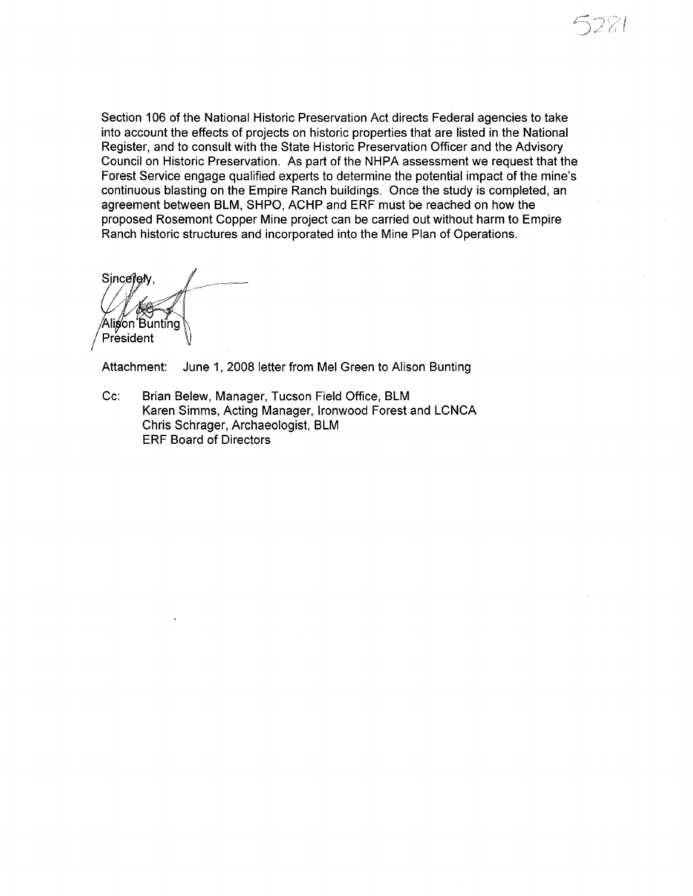5281

Section 106 of the National Historic Preservation Act directs Federal agencies to take into account the effects of projects on historic properties that are listed in the National Register, and to consult with the State Historic Preservation Officer and the Advisory Council on Historic Preservation. As part of the NHPA assessment we request that the Forest Service engage qualified experts to determine the potential impact of the mine's continuous blasting on the Empire Ranch buildings. Once the study is completed, an agreement between BLM, SHPO, ACHP and ERF must be reached on how the proposed Rosemont Copper Mine project can be carried out without harm to Empire Ranch historic structures and incorporated into the Mine Plan of Operations.

Sincerely,

Alison Bunting
President

Attachment: June 1, 2008 letter from Mel Green to Alison Bunting

Cc: Brian Belew, Manager, Tucson Field Office, BLM
Karen Simms, Acting Manager, Ironwood Forest and LCNCA
Chris Schrager, Archaeologist, BLM
ERF Board of Directors